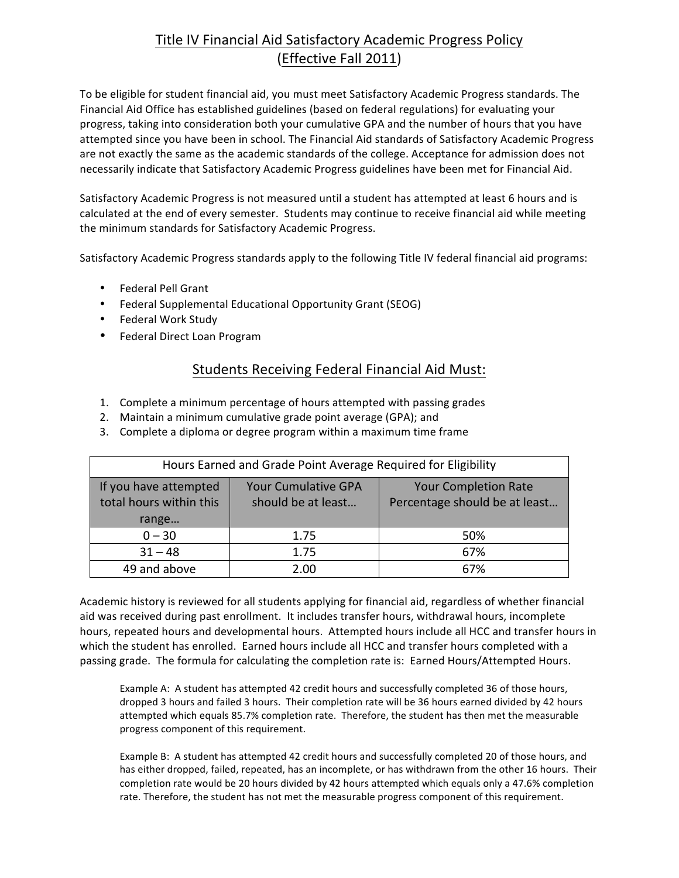# Title IV Financial Aid Satisfactory Academic Progress Policy (Effective Fall 2011)

To be eligible for student financial aid, you must meet Satisfactory Academic Progress standards. The Financial Aid Office has established guidelines (based on federal regulations) for evaluating your progress, taking into consideration both your cumulative GPA and the number of hours that you have attempted since you have been in school. The Financial Aid standards of Satisfactory Academic Progress are not exactly the same as the academic standards of the college. Acceptance for admission does not necessarily indicate that Satisfactory Academic Progress guidelines have been met for Financial Aid.

Satisfactory Academic Progress is not measured until a student has attempted at least 6 hours and is calculated at the end of every semester. Students may continue to receive financial aid while meeting the minimum standards for Satisfactory Academic Progress.

Satisfactory Academic Progress standards apply to the following Title IV federal financial aid programs:

- Federal Pell Grant
- Federal Supplemental Educational Opportunity Grant (SEOG)
- Federal Work Study
- Federal Direct Loan Program

## Students Receiving Federal Financial Aid Must:

1. Complete a minimum percentage of hours attempted with passing grades
2. Maintain a minimum cumulative grade point average (GPA); and
3. Complete a diploma or degree program within a maximum time frame

| Hours Earned and Grade Point Average Required for Eligibility | | |
|---|---|---|
| If you have attempted total hours within this range… | Your Cumulative GPA should be at least… | Your Completion Rate Percentage should be at least… |
| 0 – 30 | 1.75 | 50% |
| 31 – 48 | 1.75 | 67% |
| 49 and above | 2.00 | 67% |

Academic history is reviewed for all students applying for financial aid, regardless of whether financial aid was received during past enrollment. It includes transfer hours, withdrawal hours, incomplete hours, repeated hours and developmental hours. Attempted hours include all HCC and transfer hours in which the student has enrolled. Earned hours include all HCC and transfer hours completed with a passing grade. The formula for calculating the completion rate is: Earned Hours/Attempted Hours.

> Example A: A student has attempted 42 credit hours and successfully completed 36 of those hours, dropped 3 hours and failed 3 hours. Their completion rate will be 36 hours earned divided by 42 hours attempted which equals 85.7% completion rate. Therefore, the student has then met the measurable progress component of this requirement.
>
> Example B: A student has attempted 42 credit hours and successfully completed 20 of those hours, and has either dropped, failed, repeated, has an incomplete, or has withdrawn from the other 16 hours. Their completion rate would be 20 hours divided by 42 hours attempted which equals only a 47.6% completion rate. Therefore, the student has not met the measurable progress component of this requirement.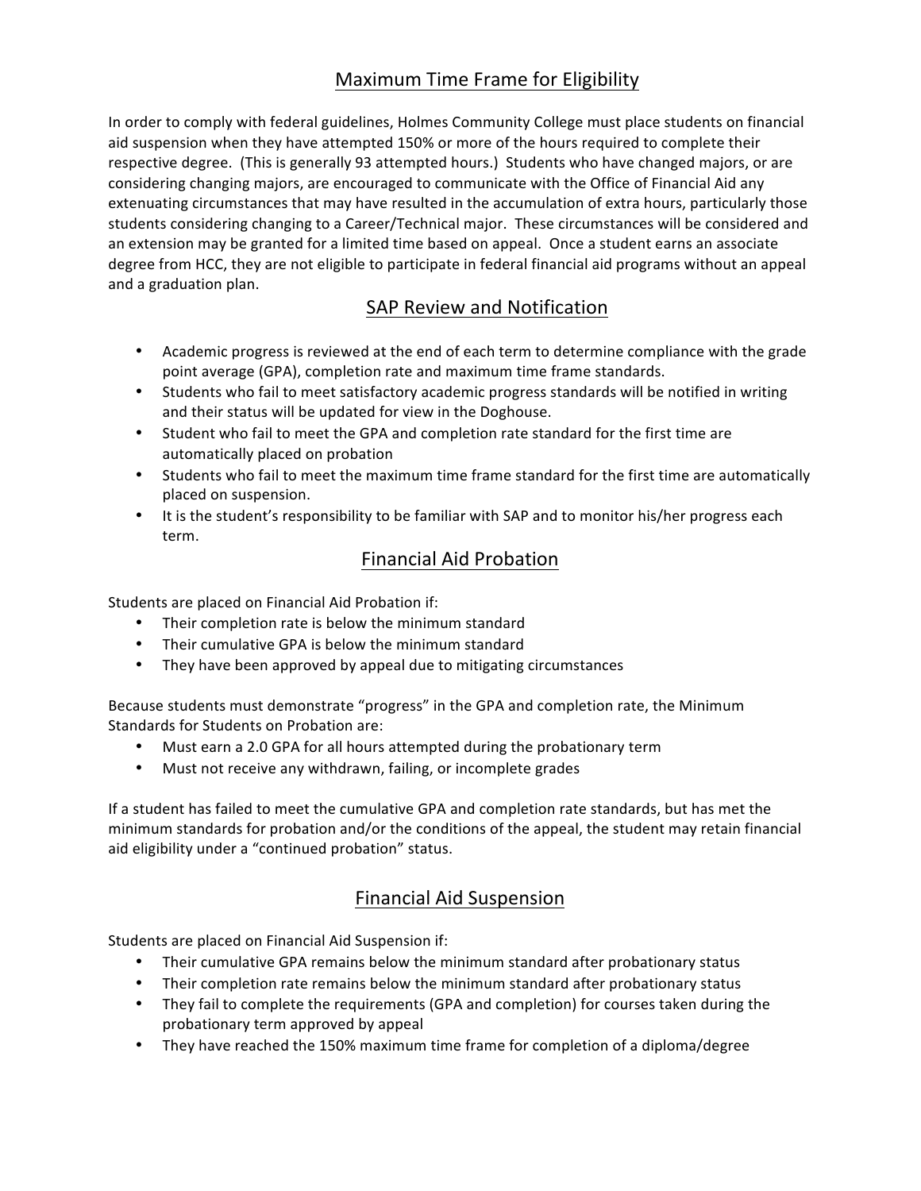## Maximum Time Frame for Eligibility

In order to comply with federal guidelines, Holmes Community College must place students on financial aid suspension when they have attempted 150% or more of the hours required to complete their respective degree. (This is generally 93 attempted hours.) Students who have changed majors, or are considering changing majors, are encouraged to communicate with the Office of Financial Aid any extenuating circumstances that may have resulted in the accumulation of extra hours, particularly those students considering changing to a Career/Technical major. These circumstances will be considered and an extension may be granted for a limited time based on appeal. Once a student earns an associate degree from HCC, they are not eligible to participate in federal financial aid programs without an appeal and a graduation plan.

## SAP Review and Notification

- Academic progress is reviewed at the end of each term to determine compliance with the grade point average (GPA), completion rate and maximum time frame standards.
- Students who fail to meet satisfactory academic progress standards will be notified in writing and their status will be updated for view in the Doghouse.
- Student who fail to meet the GPA and completion rate standard for the first time are automatically placed on probation
- Students who fail to meet the maximum time frame standard for the first time are automatically placed on suspension.
- It is the student's responsibility to be familiar with SAP and to monitor his/her progress each term.

## Financial Aid Probation

Students are placed on Financial Aid Probation if:

- Their completion rate is below the minimum standard
- Their cumulative GPA is below the minimum standard
- They have been approved by appeal due to mitigating circumstances

Because students must demonstrate "progress" in the GPA and completion rate, the Minimum Standards for Students on Probation are:

- Must earn a 2.0 GPA for all hours attempted during the probationary term
- Must not receive any withdrawn, failing, or incomplete grades

If a student has failed to meet the cumulative GPA and completion rate standards, but has met the minimum standards for probation and/or the conditions of the appeal, the student may retain financial aid eligibility under a "continued probation" status.

## Financial Aid Suspension

Students are placed on Financial Aid Suspension if:

- Their cumulative GPA remains below the minimum standard after probationary status
- Their completion rate remains below the minimum standard after probationary status
- They fail to complete the requirements (GPA and completion) for courses taken during the probationary term approved by appeal
- They have reached the 150% maximum time frame for completion of a diploma/degree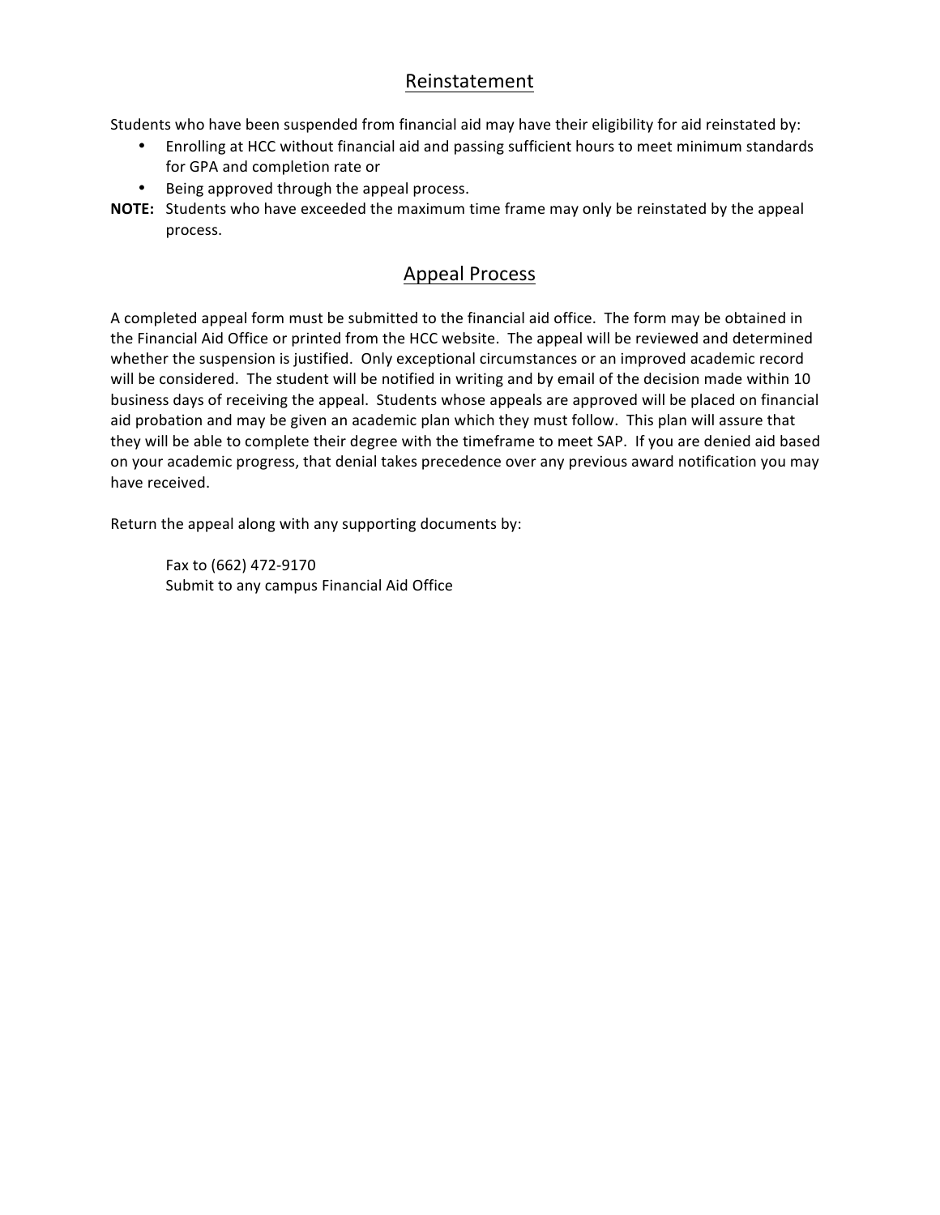## Reinstatement

Students who have been suspended from financial aid may have their eligibility for aid reinstated by:

- Enrolling at HCC without financial aid and passing sufficient hours to meet minimum standards for GPA and completion rate or
- Being approved through the appeal process.

**NOTE:** Students who have exceeded the maximum time frame may only be reinstated by the appeal process.

## Appeal Process

A completed appeal form must be submitted to the financial aid office. The form may be obtained in the Financial Aid Office or printed from the HCC website. The appeal will be reviewed and determined whether the suspension is justified. Only exceptional circumstances or an improved academic record will be considered. The student will be notified in writing and by email of the decision made within 10 business days of receiving the appeal. Students whose appeals are approved will be placed on financial aid probation and may be given an academic plan which they must follow. This plan will assure that they will be able to complete their degree with the timeframe to meet SAP. If you are denied aid based on your academic progress, that denial takes precedence over any previous award notification you may have received.

Return the appeal along with any supporting documents by:

Fax to (662) 472-9170
Submit to any campus Financial Aid Office